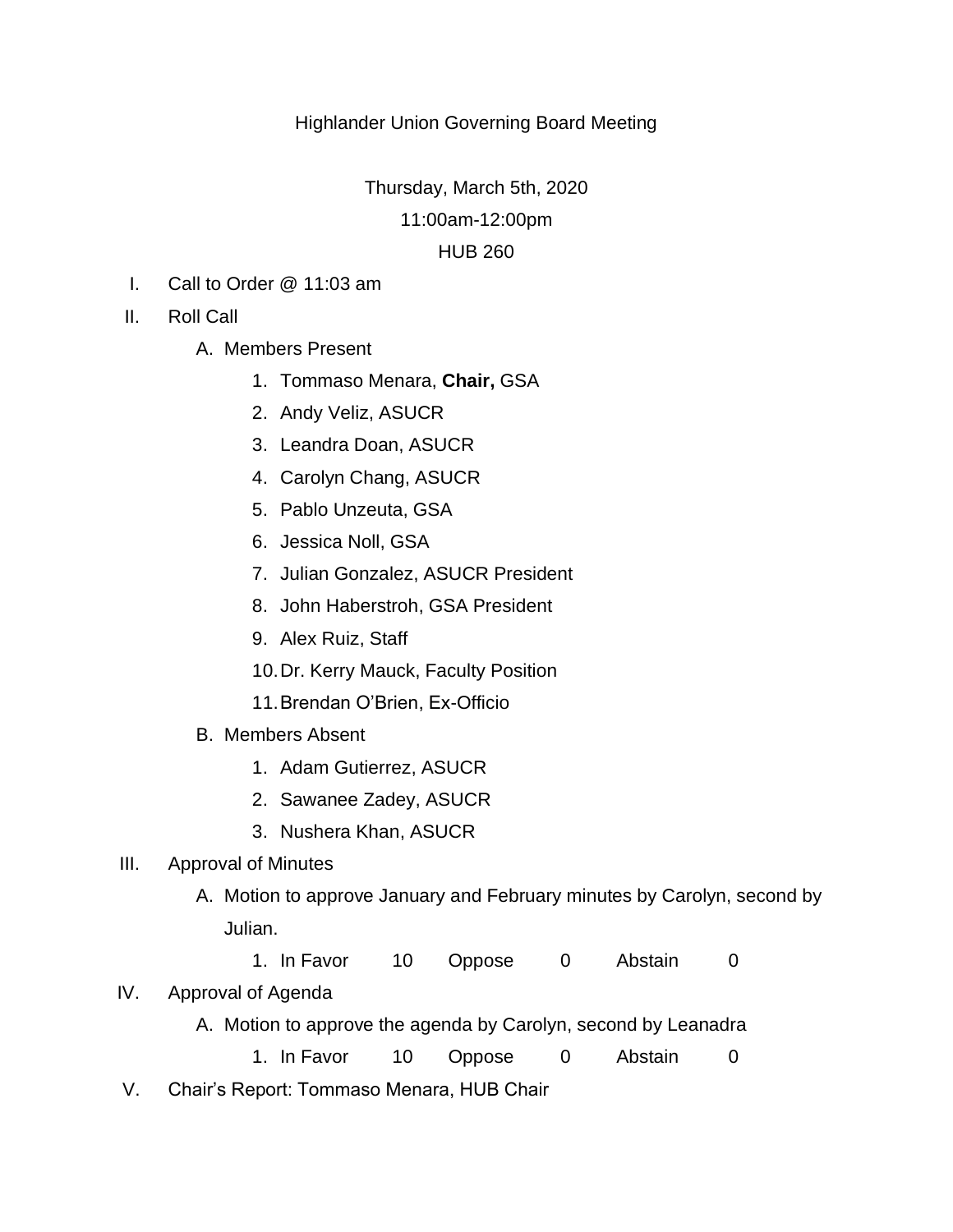Highlander Union Governing Board Meeting

Thursday, March 5th, 2020

11:00am-12:00pm

HUB 260

I. Call to Order @ 11:03 am

II. Roll Call

   A. Members Present

      1. Tommaso Menara, **Chair,** GSA
      2. Andy Veliz, ASUCR
      3. Leandra Doan, ASUCR
      4. Carolyn Chang, ASUCR
      5. Pablo Unzeuta, GSA
      6. Jessica Noll, GSA
      7. Julian Gonzalez, ASUCR President
      8. John Haberstroh, GSA President
      9. Alex Ruiz, Staff
      10. Dr. Kerry Mauck, Faculty Position
      11. Brendan O'Brien, Ex-Officio

   B. Members Absent

      1. Adam Gutierrez, ASUCR
      2. Sawanee Zadey, ASUCR
      3. Nushera Khan, ASUCR

III. Approval of Minutes

   A. Motion to approve January and February minutes by Carolyn, second by Julian.

      1. In Favor 10 Oppose 0 Abstain 0

IV. Approval of Agenda

   A. Motion to approve the agenda by Carolyn, second by Leanadra

      1. In Favor 10 Oppose 0 Abstain 0

V. Chair's Report: Tommaso Menara, HUB Chair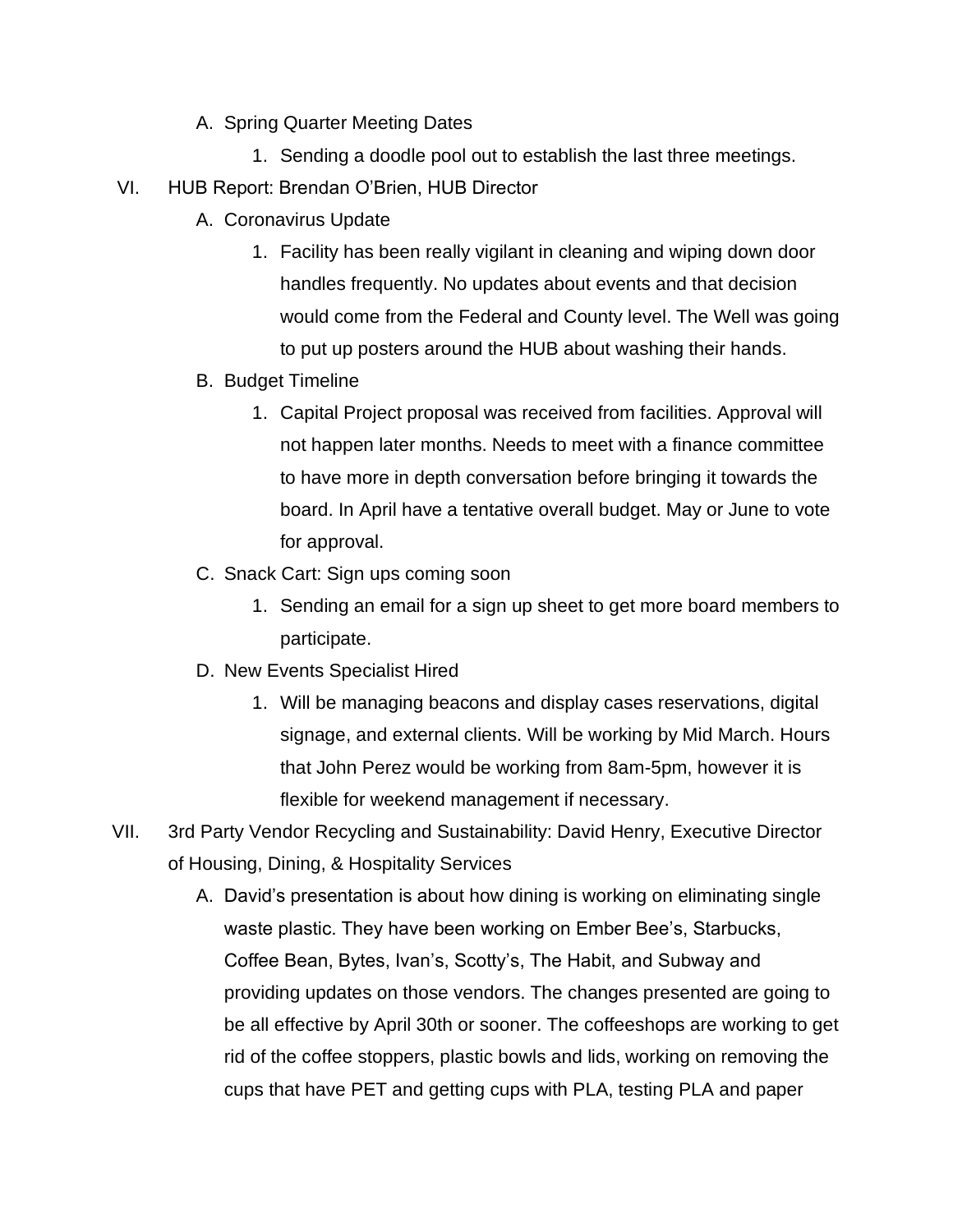A. Spring Quarter Meeting Dates
    1. Sending a doodle pool out to establish the last three meetings.

VI. HUB Report: Brendan O'Brien, HUB Director
    A. Coronavirus Update
        1. Facility has been really vigilant in cleaning and wiping down door handles frequently. No updates about events and that decision would come from the Federal and County level. The Well was going to put up posters around the HUB about washing their hands.
    B. Budget Timeline
        1. Capital Project proposal was received from facilities. Approval will not happen later months. Needs to meet with a finance committee to have more in depth conversation before bringing it towards the board. In April have a tentative overall budget. May or June to vote for approval.
    C. Snack Cart: Sign ups coming soon
        1. Sending an email for a sign up sheet to get more board members to participate.
    D. New Events Specialist Hired
        1. Will be managing beacons and display cases reservations, digital signage, and external clients. Will be working by Mid March. Hours that John Perez would be working from 8am-5pm, however it is flexible for weekend management if necessary.

VII. 3rd Party Vendor Recycling and Sustainability: David Henry, Executive Director of Housing, Dining, & Hospitality Services
    A. David's presentation is about how dining is working on eliminating single waste plastic. They have been working on Ember Bee's, Starbucks, Coffee Bean, Bytes, Ivan's, Scotty's, The Habit, and Subway and providing updates on those vendors. The changes presented are going to be all effective by April 30th or sooner. The coffeeshops are working to get rid of the coffee stoppers, plastic bowls and lids, working on removing the cups that have PET and getting cups with PLA, testing PLA and paper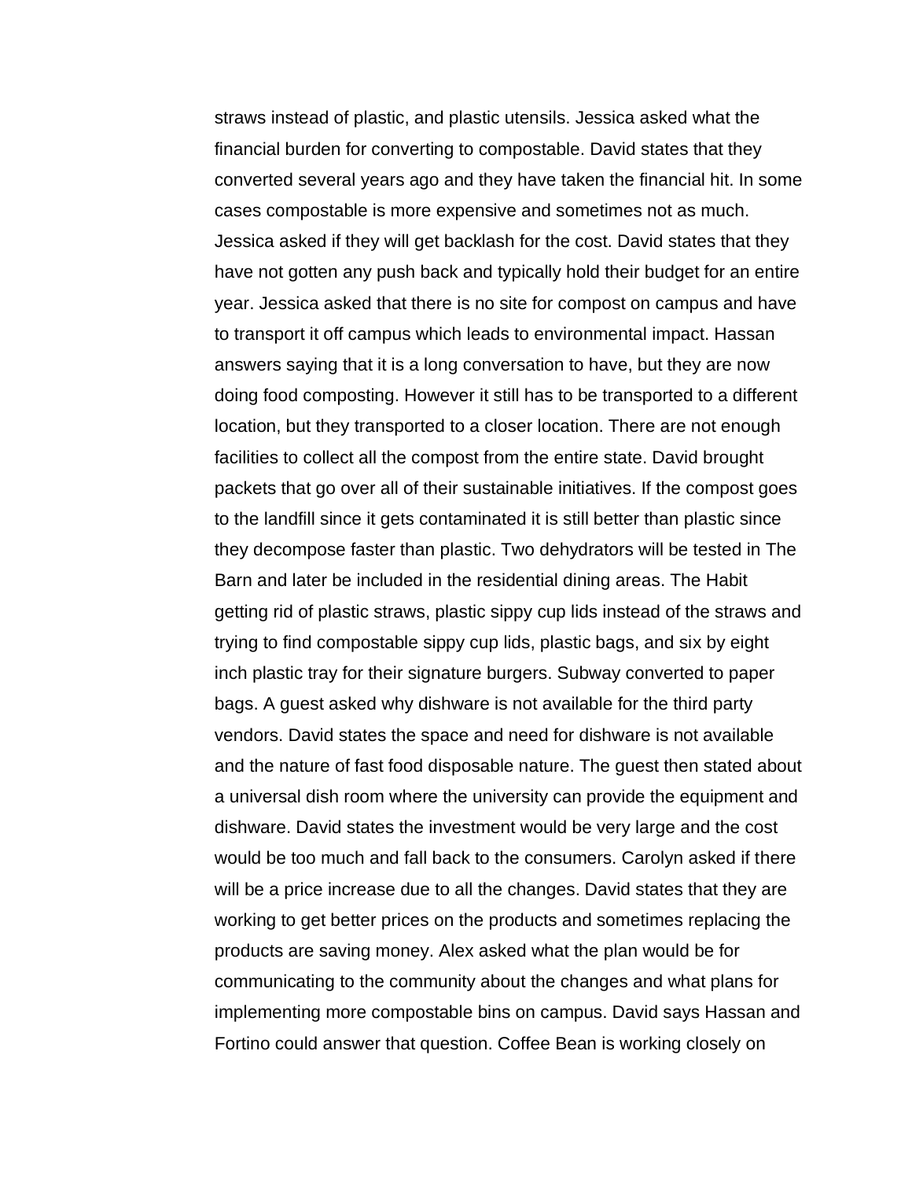straws instead of plastic, and plastic utensils. Jessica asked what the financial burden for converting to compostable. David states that they converted several years ago and they have taken the financial hit. In some cases compostable is more expensive and sometimes not as much. Jessica asked if they will get backlash for the cost. David states that they have not gotten any push back and typically hold their budget for an entire year. Jessica asked that there is no site for compost on campus and have to transport it off campus which leads to environmental impact. Hassan answers saying that it is a long conversation to have, but they are now doing food composting. However it still has to be transported to a different location, but they transported to a closer location. There are not enough facilities to collect all the compost from the entire state. David brought packets that go over all of their sustainable initiatives. If the compost goes to the landfill since it gets contaminated it is still better than plastic since they decompose faster than plastic. Two dehydrators will be tested in The Barn and later be included in the residential dining areas. The Habit getting rid of plastic straws, plastic sippy cup lids instead of the straws and trying to find compostable sippy cup lids, plastic bags, and six by eight inch plastic tray for their signature burgers. Subway converted to paper bags. A guest asked why dishware is not available for the third party vendors. David states the space and need for dishware is not available and the nature of fast food disposable nature. The guest then stated about a universal dish room where the university can provide the equipment and dishware. David states the investment would be very large and the cost would be too much and fall back to the consumers. Carolyn asked if there will be a price increase due to all the changes. David states that they are working to get better prices on the products and sometimes replacing the products are saving money. Alex asked what the plan would be for communicating to the community about the changes and what plans for implementing more compostable bins on campus. David says Hassan and Fortino could answer that question. Coffee Bean is working closely on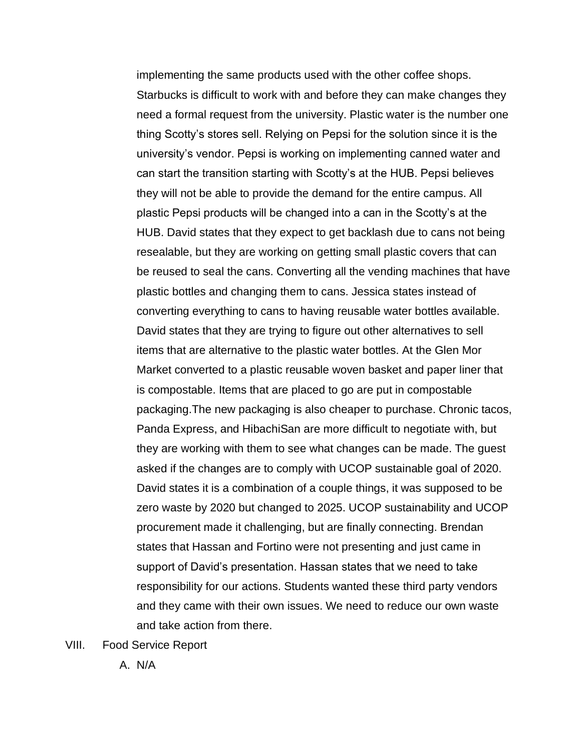implementing the same products used with the other coffee shops. Starbucks is difficult to work with and before they can make changes they need a formal request from the university. Plastic water is the number one thing Scotty's stores sell. Relying on Pepsi for the solution since it is the university's vendor. Pepsi is working on implementing canned water and can start the transition starting with Scotty's at the HUB. Pepsi believes they will not be able to provide the demand for the entire campus. All plastic Pepsi products will be changed into a can in the Scotty's at the HUB. David states that they expect to get backlash due to cans not being resealable, but they are working on getting small plastic covers that can be reused to seal the cans. Converting all the vending machines that have plastic bottles and changing them to cans. Jessica states instead of converting everything to cans to having reusable water bottles available. David states that they are trying to figure out other alternatives to sell items that are alternative to the plastic water bottles. At the Glen Mor Market converted to a plastic reusable woven basket and paper liner that is compostable. Items that are placed to go are put in compostable packaging.The new packaging is also cheaper to purchase. Chronic tacos, Panda Express, and HibachiSan are more difficult to negotiate with, but they are working with them to see what changes can be made. The guest asked if the changes are to comply with UCOP sustainable goal of 2020. David states it is a combination of a couple things, it was supposed to be zero waste by 2020 but changed to 2025. UCOP sustainability and UCOP procurement made it challenging, but are finally connecting. Brendan states that Hassan and Fortino were not presenting and just came in support of David's presentation. Hassan states that we need to take responsibility for our actions. Students wanted these third party vendors and they came with their own issues. We need to reduce our own waste and take action from there.

VIII. Food Service Report

A. N/A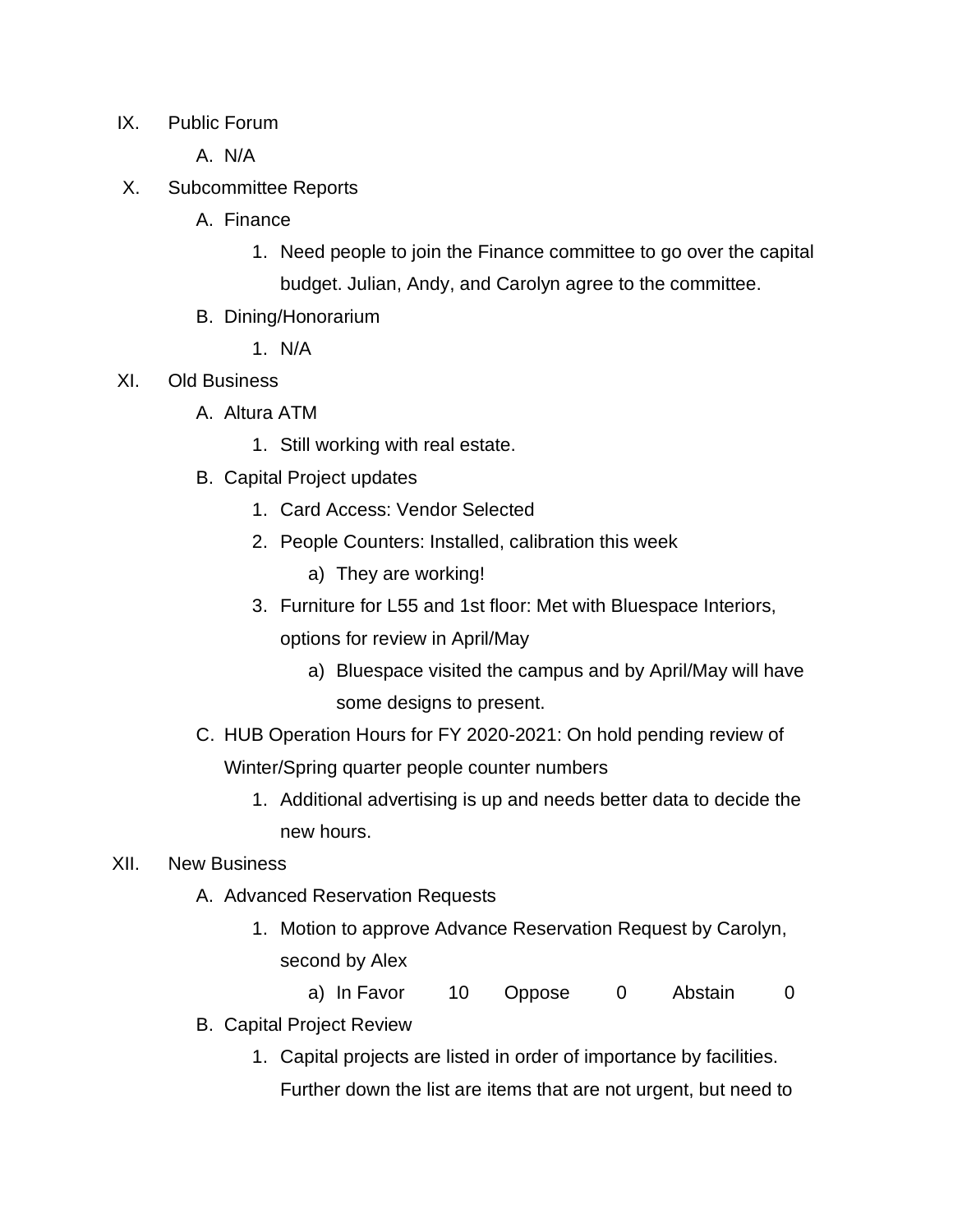IX. Public Forum

  A. N/A

X. Subcommittee Reports

  A. Finance

    1. Need people to join the Finance committee to go over the capital budget. Julian, Andy, and Carolyn agree to the committee.

  B. Dining/Honorarium

    1. N/A

XI. Old Business

  A. Altura ATM

    1. Still working with real estate.

  B. Capital Project updates

    1. Card Access: Vendor Selected
    2. People Counters: Installed, calibration this week
      a) They are working!
    3. Furniture for L55 and 1st floor: Met with Bluespace Interiors, options for review in April/May
      a) Bluespace visited the campus and by April/May will have some designs to present.

  C. HUB Operation Hours for FY 2020-2021: On hold pending review of Winter/Spring quarter people counter numbers

    1. Additional advertising is up and needs better data to decide the new hours.

XII. New Business

  A. Advanced Reservation Requests

    1. Motion to approve Advance Reservation Request by Carolyn, second by Alex
      a) In Favor 10 Oppose 0 Abstain 0

  B. Capital Project Review

    1. Capital projects are listed in order of importance by facilities. Further down the list are items that are not urgent, but need to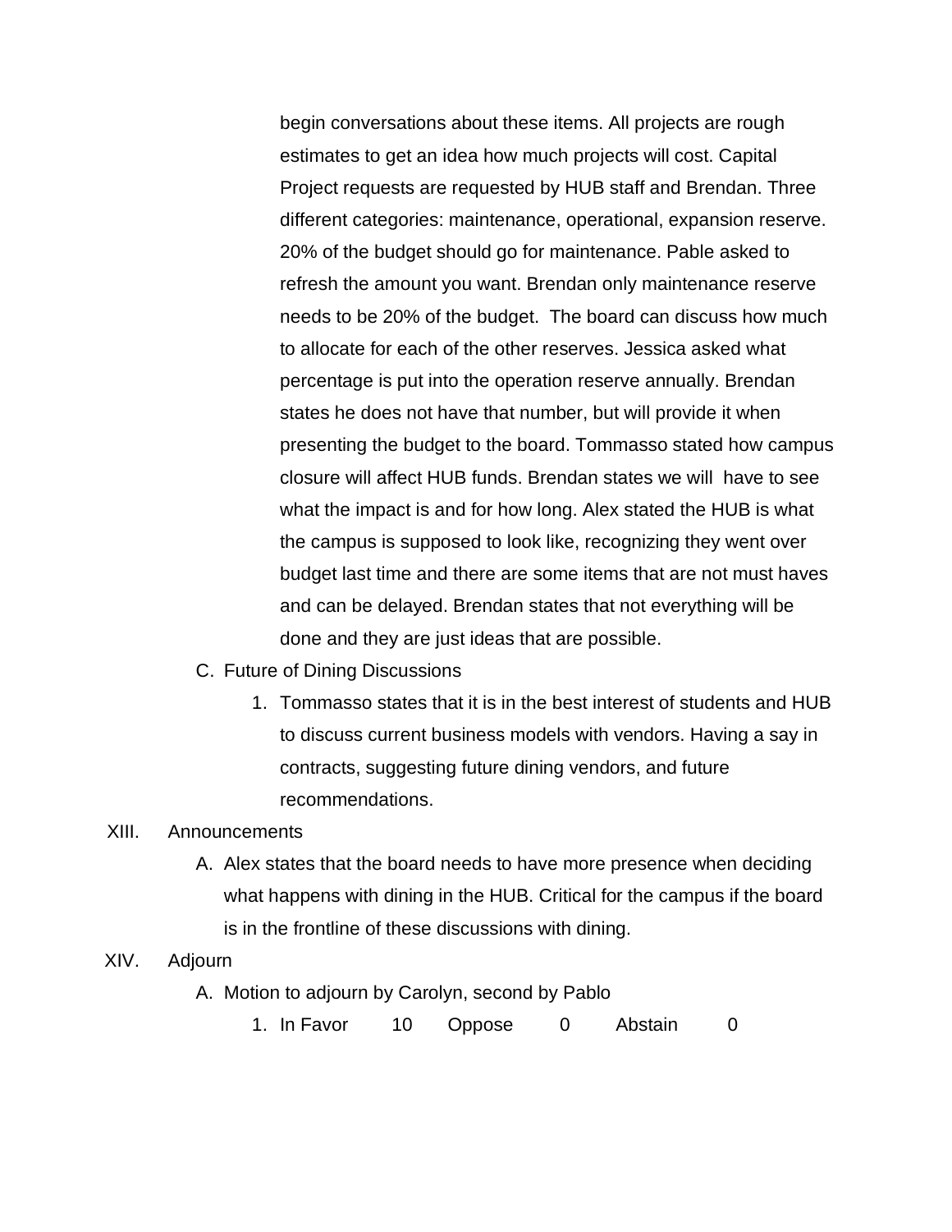begin conversations about these items. All projects are rough estimates to get an idea how much projects will cost. Capital Project requests are requested by HUB staff and Brendan. Three different categories: maintenance, operational, expansion reserve. 20% of the budget should go for maintenance. Pable asked to refresh the amount you want. Brendan only maintenance reserve needs to be 20% of the budget. The board can discuss how much to allocate for each of the other reserves. Jessica asked what percentage is put into the operation reserve annually. Brendan states he does not have that number, but will provide it when presenting the budget to the board. Tommasso stated how campus closure will affect HUB funds. Brendan states we will have to see what the impact is and for how long. Alex stated the HUB is what the campus is supposed to look like, recognizing they went over budget last time and there are some items that are not must haves and can be delayed. Brendan states that not everything will be done and they are just ideas that are possible.

C. Future of Dining Discussions

1. Tommasso states that it is in the best interest of students and HUB to discuss current business models with vendors. Having a say in contracts, suggesting future dining vendors, and future recommendations.

XIII. Announcements

A. Alex states that the board needs to have more presence when deciding what happens with dining in the HUB. Critical for the campus if the board is in the frontline of these discussions with dining.

XIV. Adjourn

A. Motion to adjourn by Carolyn, second by Pablo

1. In Favor 10 Oppose 0 Abstain 0